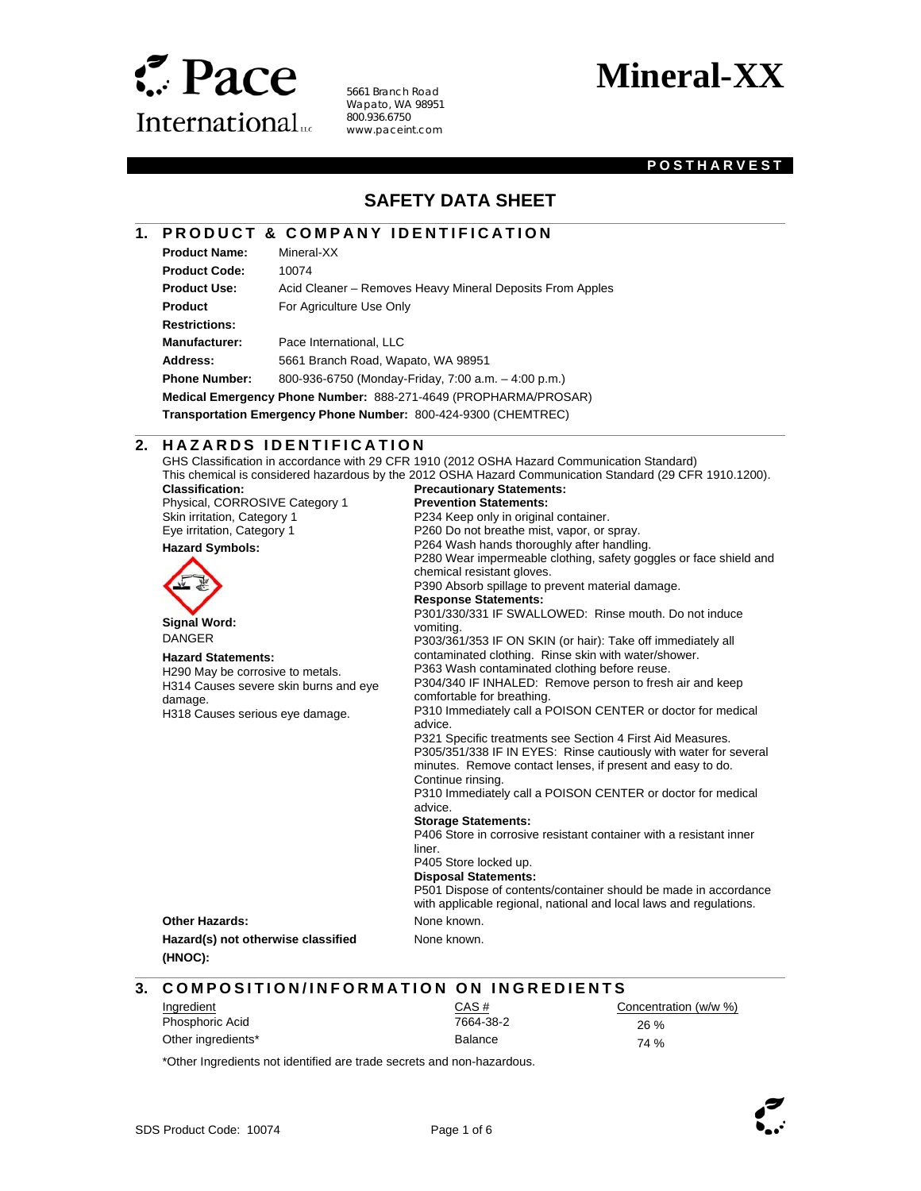# Pace International LLC

5661 Branch Road
Wapato, WA 98951
800.936.6750
www.paceint.com

# Mineral-XX

**POSTHARVEST**

## SAFETY DATA SHEET

## 1. PRODUCT & COMPANY IDENTIFICATION

**Product Name:** Mineral-XX
**Product Code:** 10074
**Product Use:** Acid Cleaner – Removes Heavy Mineral Deposits From Apples
**Product Restrictions:** For Agriculture Use Only
**Manufacturer:** Pace International, LLC
**Address:** 5661 Branch Road, Wapato, WA 98951
**Phone Number:** 800-936-6750 (Monday-Friday, 7:00 a.m. – 4:00 p.m.)
**Medical Emergency Phone Number:** 888-271-4649 (PROPHARMA/PROSAR)
**Transportation Emergency Phone Number:** 800-424-9300 (CHEMTREC)

## 2. HAZARDS IDENTIFICATION

GHS Classification in accordance with 29 CFR 1910 (2012 OSHA Hazard Communication Standard)
This chemical is considered hazardous by the 2012 OSHA Hazard Communication Standard (29 CFR 1910.1200).

**Classification:**
Physical, CORROSIVE Category 1
Skin irritation, Category 1
Eye irritation, Category 1

**Hazard Symbols:**

**Signal Word:**
DANGER

**Hazard Statements:**
H290 May be corrosive to metals.
H314 Causes severe skin burns and eye damage.
H318 Causes serious eye damage.

**Precautionary Statements:**

**Prevention Statements:**
P234 Keep only in original container.
P260 Do not breathe mist, vapor, or spray.
P264 Wash hands thoroughly after handling.
P280 Wear impermeable clothing, safety goggles or face shield and chemical resistant gloves.
P390 Absorb spillage to prevent material damage.

**Response Statements:**
P301/330/331 IF SWALLOWED: Rinse mouth. Do not induce vomiting.
P303/361/353 IF ON SKIN (or hair): Take off immediately all contaminated clothing. Rinse skin with water/shower.
P363 Wash contaminated clothing before reuse.
P304/340 IF INHALED: Remove person to fresh air and keep comfortable for breathing.
P310 Immediately call a POISON CENTER or doctor for medical advice.
P321 Specific treatments see Section 4 First Aid Measures.
P305/351/338 IF IN EYES: Rinse cautiously with water for several minutes. Remove contact lenses, if present and easy to do. Continue rinsing.
P310 Immediately call a POISON CENTER or doctor for medical advice.

**Storage Statements:**
P406 Store in corrosive resistant container with a resistant inner liner.
P405 Store locked up.

**Disposal Statements:**
P501 Dispose of contents/container should be made in accordance with applicable regional, national and local laws and regulations.

**Other Hazards:** None known.

**Hazard(s) not otherwise classified (HNOC):** None known.

## 3. COMPOSITION/INFORMATION ON INGREDIENTS

| Ingredient | CAS # | Concentration (w/w %) |
|---|---|---|
| Phosphoric Acid | 7664-38-2 | 26 % |
| Other ingredients* | Balance | 74 % |

*Other Ingredients not identified are trade secrets and non-hazardous.

SDS Product Code: 10074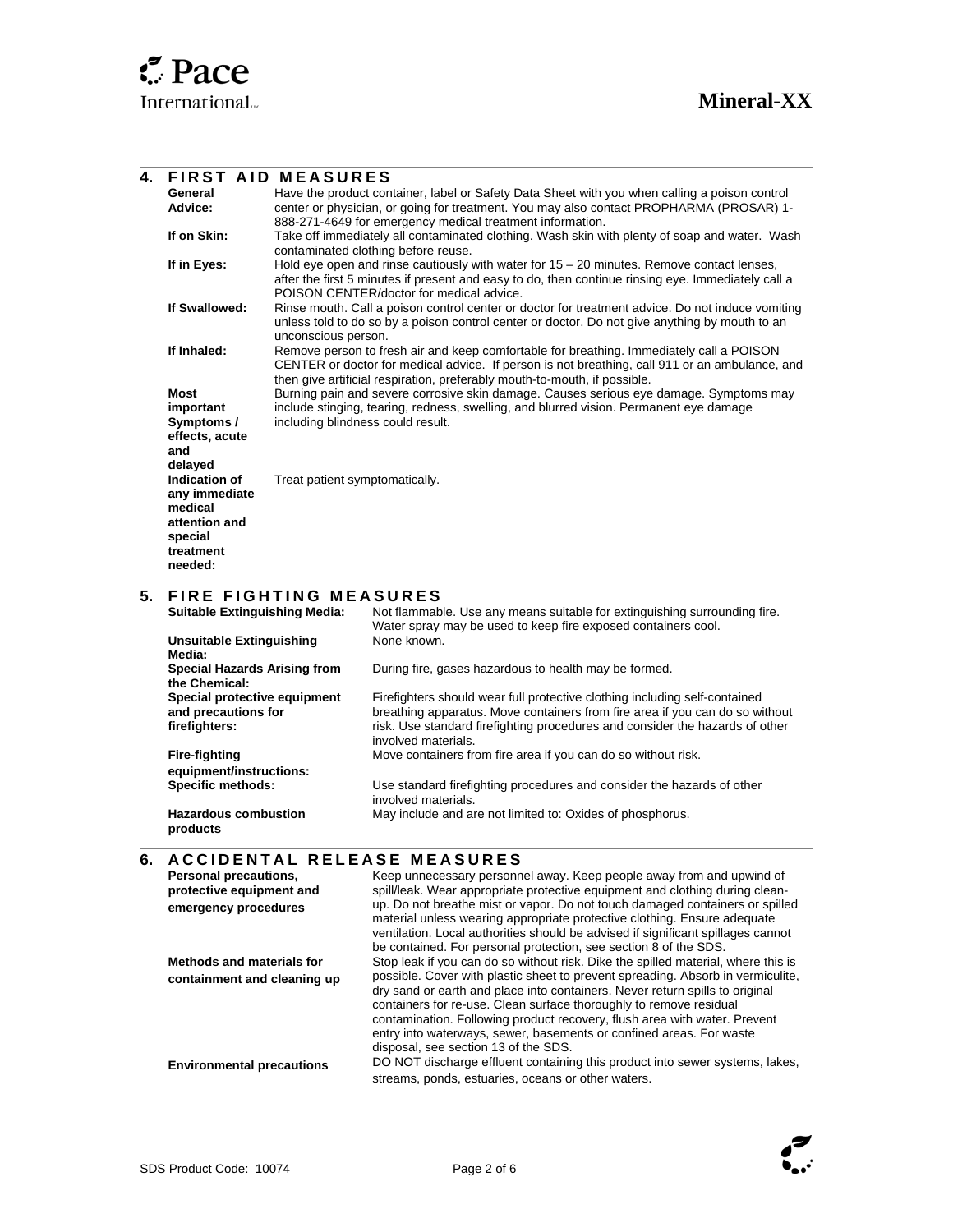## 4. FIRST AID MEASURES

| | |
|---|---|
| **General Advice:** | Have the product container, label or Safety Data Sheet with you when calling a poison control center or physician, or going for treatment. You may also contact PROPHARMA (PROSAR) 1-888-271-4649 for emergency medical treatment information. |
| **If on Skin:** | Take off immediately all contaminated clothing. Wash skin with plenty of soap and water. Wash contaminated clothing before reuse. |
| **If in Eyes:** | Hold eye open and rinse cautiously with water for 15 – 20 minutes. Remove contact lenses, after the first 5 minutes if present and easy to do, then continue rinsing eye. Immediately call a POISON CENTER/doctor for medical advice. |
| **If Swallowed:** | Rinse mouth. Call a poison control center or doctor for treatment advice. Do not induce vomiting unless told to do so by a poison control center or doctor. Do not give anything by mouth to an unconscious person. |
| **If Inhaled:** | Remove person to fresh air and keep comfortable for breathing. Immediately call a POISON CENTER or doctor for medical advice. If person is not breathing, call 911 or an ambulance, and then give artificial respiration, preferably mouth-to-mouth, if possible. |
| **Most important Symptoms / effects, acute and delayed** | Burning pain and severe corrosive skin damage. Causes serious eye damage. Symptoms may include stinging, tearing, redness, swelling, and blurred vision. Permanent eye damage including blindness could result. |
| **Indication of any immediate medical attention and special treatment needed:** | Treat patient symptomatically. |

## 5. FIRE FIGHTING MEASURES

| | |
|---|---|
| **Suitable Extinguishing Media:** | Not flammable. Use any means suitable for extinguishing surrounding fire. Water spray may be used to keep fire exposed containers cool. |
| **Unsuitable Extinguishing Media:** | None known. |
| **Special Hazards Arising from the Chemical:** | During fire, gases hazardous to health may be formed. |
| **Special protective equipment and precautions for firefighters:** | Firefighters should wear full protective clothing including self-contained breathing apparatus. Move containers from fire area if you can do so without risk. Use standard firefighting procedures and consider the hazards of other involved materials. |
| **Fire-fighting equipment/instructions:** | Move containers from fire area if you can do so without risk. |
| **Specific methods:** | Use standard firefighting procedures and consider the hazards of other involved materials. |
| **Hazardous combustion products** | May include and are not limited to: Oxides of phosphorus. |

## 6. ACCIDENTAL RELEASE MEASURES

| | |
|---|---|
| **Personal precautions, protective equipment and emergency procedures** | Keep unnecessary personnel away. Keep people away from and upwind of spill/leak. Wear appropriate protective equipment and clothing during clean-up. Do not breathe mist or vapor. Do not touch damaged containers or spilled material unless wearing appropriate protective clothing. Ensure adequate ventilation. Local authorities should be advised if significant spillages cannot be contained. For personal protection, see section 8 of the SDS. |
| **Methods and materials for containment and cleaning up** | Stop leak if you can do so without risk. Dike the spilled material, where this is possible. Cover with plastic sheet to prevent spreading. Absorb in vermiculite, dry sand or earth and place into containers. Never return spills to original containers for re-use. Clean surface thoroughly to remove residual contamination. Following product recovery, flush area with water. Prevent entry into waterways, sewer, basements or confined areas. For waste disposal, see section 13 of the SDS. |
| **Environmental precautions** | DO NOT discharge effluent containing this product into sewer systems, lakes, streams, ponds, estuaries, oceans or other waters. |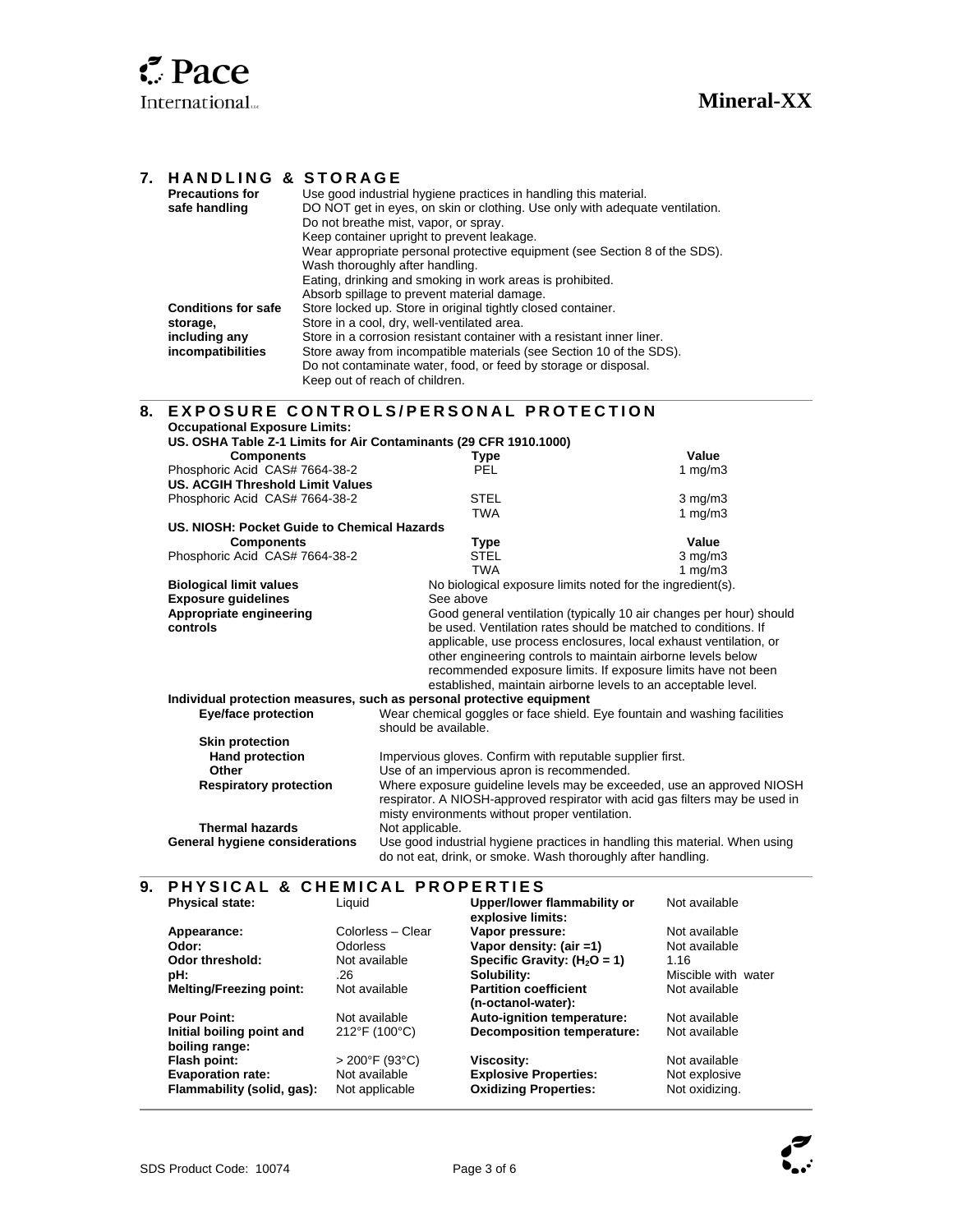## 7. HANDLING & STORAGE

**Precautions for safe handling**

Use good industrial hygiene practices in handling this material.
DO NOT get in eyes, on skin or clothing. Use only with adequate ventilation.
Do not breathe mist, vapor, or spray.
Keep container upright to prevent leakage.
Wear appropriate personal protective equipment (see Section 8 of the SDS).
Wash thoroughly after handling.
Eating, drinking and smoking in work areas is prohibited.
Absorb spillage to prevent material damage.

**Conditions for safe storage, including any incompatibilities**

Store locked up. Store in original tightly closed container.
Store in a cool, dry, well-ventilated area.
Store in a corrosion resistant container with a resistant inner liner.
Store away from incompatible materials (see Section 10 of the SDS).
Do not contaminate water, food, or feed by storage or disposal.
Keep out of reach of children.

## 8. EXPOSURE CONTROLS/PERSONAL PROTECTION

**Occupational Exposure Limits:**

**US. OSHA Table Z-1 Limits for Air Contaminants (29 CFR 1910.1000)**

| Components | Type | Value |
|---|---|---|
| Phosphoric Acid CAS# 7664-38-2 | PEL | 1 mg/m3 |
| **US. ACGIH Threshold Limit Values** | | |
| Phosphoric Acid CAS# 7664-38-2 | STEL | 3 mg/m3 |
| | TWA | 1 mg/m3 |

**US. NIOSH: Pocket Guide to Chemical Hazards**

| Components | Type | Value |
|---|---|---|
| Phosphoric Acid CAS# 7664-38-2 | STEL | 3 mg/m3 |
| | TWA | 1 mg/m3 |

**Biological limit values**: No biological exposure limits noted for the ingredient(s).

**Exposure guidelines**: See above

**Appropriate engineering controls**: Good general ventilation (typically 10 air changes per hour) should be used. Ventilation rates should be matched to conditions. If applicable, use process enclosures, local exhaust ventilation, or other engineering controls to maintain airborne levels below recommended exposure limits. If exposure limits have not been established, maintain airborne levels to an acceptable level.

**Individual protection measures, such as personal protective equipment**

**Eye/face protection**: Wear chemical goggles or face shield. Eye fountain and washing facilities should be available.

**Skin protection**

**Hand protection**: Impervious gloves. Confirm with reputable supplier first.

**Other**: Use of an impervious apron is recommended.

**Respiratory protection**: Where exposure guideline levels may be exceeded, use an approved NIOSH respirator. A NIOSH-approved respirator with acid gas filters may be used in misty environments without proper ventilation.

**Thermal hazards**: Not applicable.

**General hygiene considerations**: Use good industrial hygiene practices in handling this material. When using do not eat, drink, or smoke. Wash thoroughly after handling.

## 9. PHYSICAL & CHEMICAL PROPERTIES

| Property | Value | Property | Value |
|---|---|---|---|
| **Physical state:** | Liquid | **Upper/lower flammability or explosive limits:** | Not available |
| **Appearance:** | Colorless – Clear | **Vapor pressure:** | Not available |
| **Odor:** | Odorless | **Vapor density: (air =1)** | Not available |
| **Odor threshold:** | Not available | **Specific Gravity: ($H_2O$ = 1)** | 1.16 |
| **pH:** | .26 | **Solubility:** | Miscible with water |
| **Melting/Freezing point:** | Not available | **Partition coefficient (n-octanol-water):** | Not available |
| **Pour Point:** | Not available | **Auto-ignition temperature:** | Not available |
| **Initial boiling point and boiling range:** | 212°F (100°C) | **Decomposition temperature:** | Not available |
| **Flash point:** | > 200°F (93°C) | **Viscosity:** | Not available |
| **Evaporation rate:** | Not available | **Explosive Properties:** | Not explosive |
| **Flammability (solid, gas):** | Not applicable | **Oxidizing Properties:** | Not oxidizing. |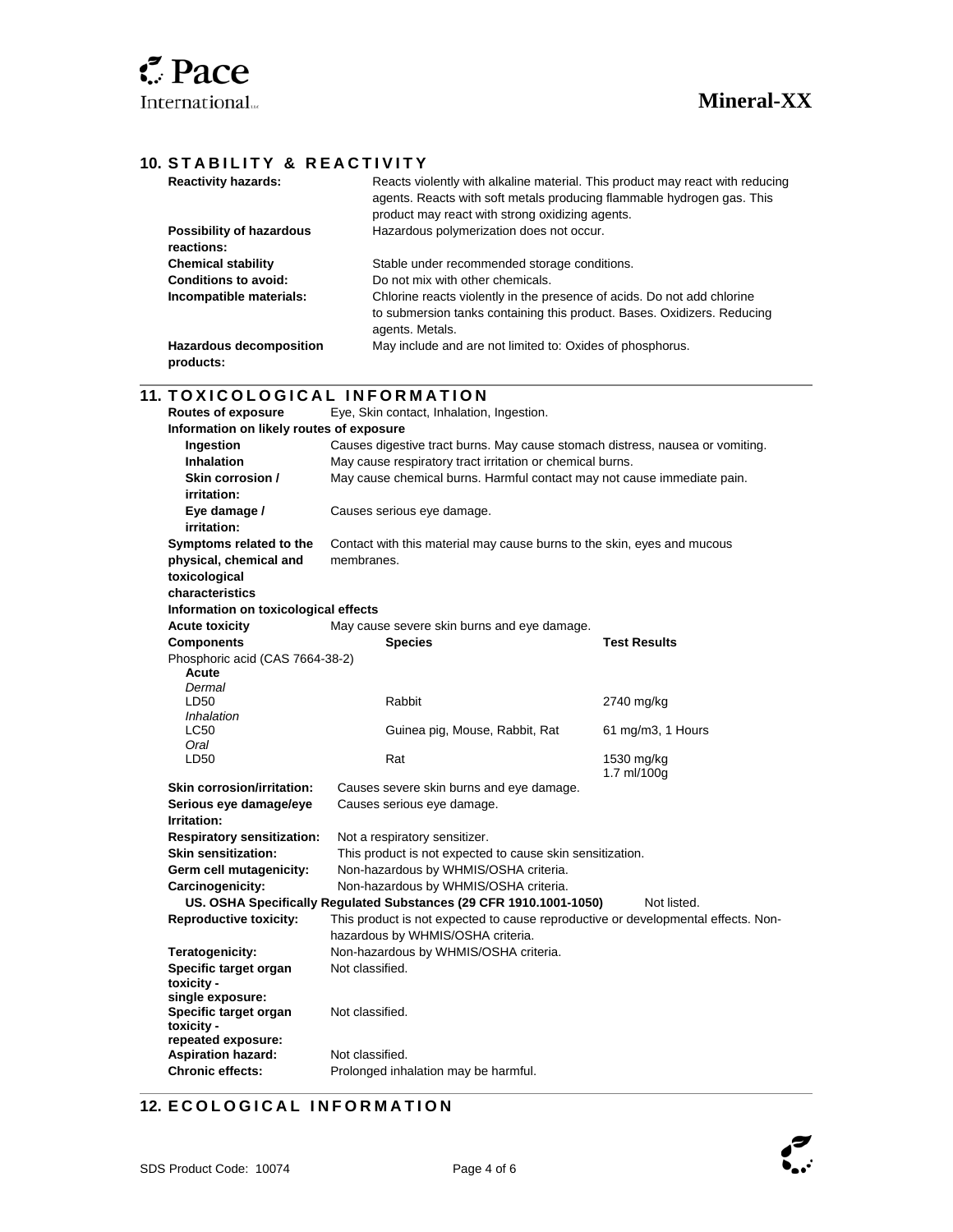## 10. STABILITY & REACTIVITY

**Reactivity hazards:** Reacts violently with alkaline material. This product may react with reducing agents. Reacts with soft metals producing flammable hydrogen gas. This product may react with strong oxidizing agents.

**Possibility of hazardous reactions:** Hazardous polymerization does not occur.

**Chemical stability** Stable under recommended storage conditions.

**Conditions to avoid:** Do not mix with other chemicals.

**Incompatible materials:** Chlorine reacts violently in the presence of acids. Do not add chlorine to submersion tanks containing this product. Bases. Oxidizers. Reducing agents. Metals.

**Hazardous decomposition products:** May include and are not limited to: Oxides of phosphorus.

## 11. TOXICOLOGICAL INFORMATION

**Routes of exposure** Eye, Skin contact, Inhalation, Ingestion.

**Information on likely routes of exposure**

- **Ingestion** Causes digestive tract burns. May cause stomach distress, nausea or vomiting.
- **Inhalation** May cause respiratory tract irritation or chemical burns.
- **Skin corrosion / irritation:** May cause chemical burns. Harmful contact may not cause immediate pain.
- **Eye damage / irritation:** Causes serious eye damage.

**Symptoms related to the physical, chemical and toxicological characteristics** Contact with this material may cause burns to the skin, eyes and mucous membranes.

**Information on toxicological effects**

**Acute toxicity** May cause severe skin burns and eye damage.

| Components | Species | Test Results |
|---|---|---|
| Phosphoric acid (CAS 7664-38-2) | | |
| **Acute** | | |
| *Dermal* | | |
| LD50 | Rabbit | 2740 mg/kg |
| *Inhalation* | | |
| LC50 | Guinea pig, Mouse, Rabbit, Rat | 61 mg/m3, 1 Hours |
| *Oral* | | |
| LD50 | Rat | 1530 mg/kg<br>1.7 ml/100g |

**Skin corrosion/irritation:** Causes severe skin burns and eye damage.

**Serious eye damage/eye Irritation:** Causes serious eye damage.

**Respiratory sensitization:** Not a respiratory sensitizer.

**Skin sensitization:** This product is not expected to cause skin sensitization.

**Germ cell mutagenicity:** Non-hazardous by WHMIS/OSHA criteria.

**Carcinogenicity:** Non-hazardous by WHMIS/OSHA criteria.

**US. OSHA Specifically Regulated Substances (29 CFR 1910.1001-1050)** Not listed.

**Reproductive toxicity:** This product is not expected to cause reproductive or developmental effects. Non-hazardous by WHMIS/OSHA criteria.

**Teratogenicity:** Non-hazardous by WHMIS/OSHA criteria.

**Specific target organ toxicity - single exposure:** Not classified.

**Specific target organ toxicity - repeated exposure:** Not classified.

**Aspiration hazard:** Not classified.

**Chronic effects:** Prolonged inhalation may be harmful.

## 12. ECOLOGICAL INFORMATION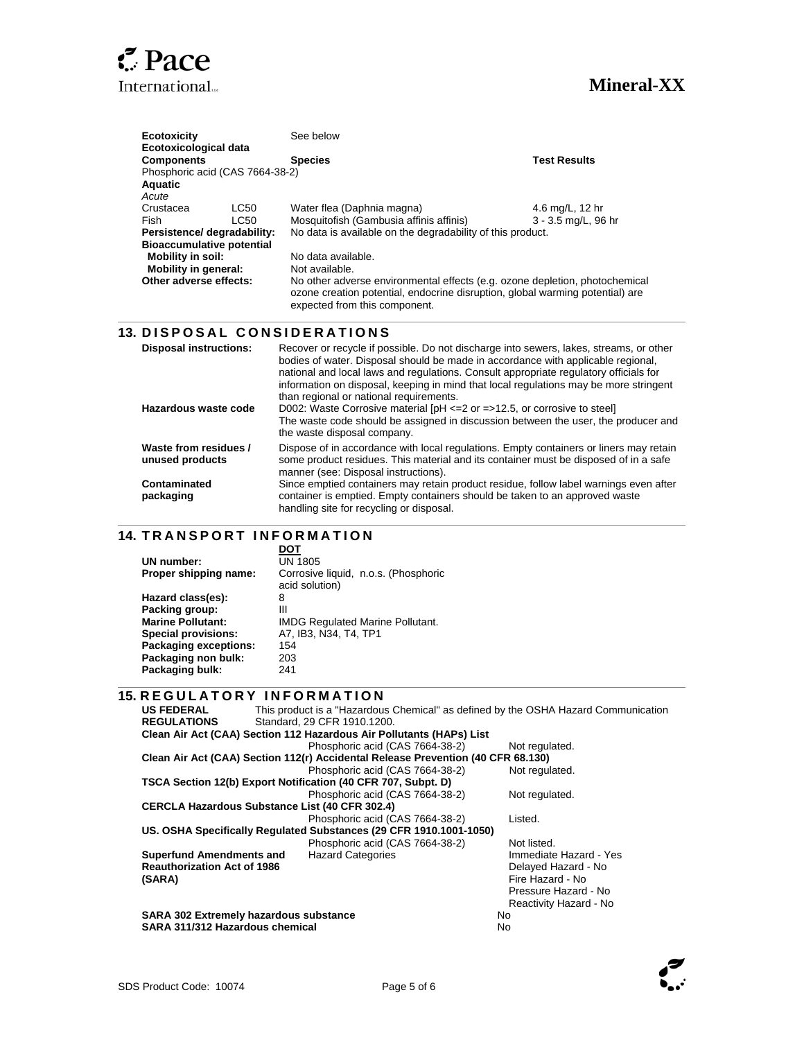| | | | |
|---|---|---|---|
| **Ecotoxicity** | | See below | |
| **Ecotoxicological data** | | | |
| **Components** | | **Species** | **Test Results** |
| Phosphoric acid (CAS 7664-38-2) | | | |
| **Aquatic** | | | |
| *Acute* | | | |
| Crustacea | LC50 | Water flea (Daphnia magna) | 4.6 mg/L, 12 hr |
| Fish | LC50 | Mosquitofish (Gambusia affinis affinis) | 3 - 3.5 mg/L, 96 hr |

**Persistence/ degradability:** No data is available on the degradability of this product.

**Bioaccumulative potential**

**Mobility in soil:** No data available.

**Mobility in general:** Not available.

**Other adverse effects:** No other adverse environmental effects (e.g. ozone depletion, photochemical ozone creation potential, endocrine disruption, global warming potential) are expected from this component.

## 13. DISPOSAL CONSIDERATIONS

**Disposal instructions:** Recover or recycle if possible. Do not discharge into sewers, lakes, streams, or other bodies of water. Disposal should be made in accordance with applicable regional, national and local laws and regulations. Consult appropriate regulatory officials for information on disposal, keeping in mind that local regulations may be more stringent than regional or national requirements.

**Hazardous waste code** D002: Waste Corrosive material [pH <=2 or =>12.5, or corrosive to steel]
The waste code should be assigned in discussion between the user, the producer and the waste disposal company.

**Waste from residues / unused products** Dispose of in accordance with local regulations. Empty containers or liners may retain some product residues. This material and its container must be disposed of in a safe manner (see: Disposal instructions).

**Contaminated packaging** Since emptied containers may retain product residue, follow label warnings even after container is emptied. Empty containers should be taken to an approved waste handling site for recycling or disposal.

## 14. TRANSPORT INFORMATION

| | **DOT** |
|---|---|
| **UN number:** | UN 1805 |
| **Proper shipping name:** | Corrosive liquid, n.o.s. (Phosphoric acid solution) |
| **Hazard class(es):** | 8 |
| **Packing group:** | III |
| **Marine Pollutant:** | IMDG Regulated Marine Pollutant. |
| **Special provisions:** | A7, IB3, N34, T4, TP1 |
| **Packaging exceptions:** | 154 |
| **Packaging non bulk:** | 203 |
| **Packaging bulk:** | 241 |

## 15. REGULATORY INFORMATION

**US FEDERAL REGULATIONS** This product is a "Hazardous Chemical" as defined by the OSHA Hazard Communication Standard, 29 CFR 1910.1200.

**Clean Air Act (CAA) Section 112 Hazardous Air Pollutants (HAPs) List**
Phosphoric acid (CAS 7664-38-2) — Not regulated.

**Clean Air Act (CAA) Section 112(r) Accidental Release Prevention (40 CFR 68.130)**
Phosphoric acid (CAS 7664-38-2) — Not regulated.

**TSCA Section 12(b) Export Notification (40 CFR 707, Subpt. D)**
Phosphoric acid (CAS 7664-38-2) — Not regulated.

**CERCLA Hazardous Substance List (40 CFR 302.4)**
Phosphoric acid (CAS 7664-38-2) — Listed.

**US. OSHA Specifically Regulated Substances (29 CFR 1910.1001-1050)**
Phosphoric acid (CAS 7664-38-2) — Not listed.

**Superfund Amendments and Reauthorization Act of 1986 (SARA)** — Hazard Categories:
- Immediate Hazard - Yes
- Delayed Hazard - No
- Fire Hazard - No
- Pressure Hazard - No
- Reactivity Hazard - No

**SARA 302 Extremely hazardous substance** No

**SARA 311/312 Hazardous chemical** No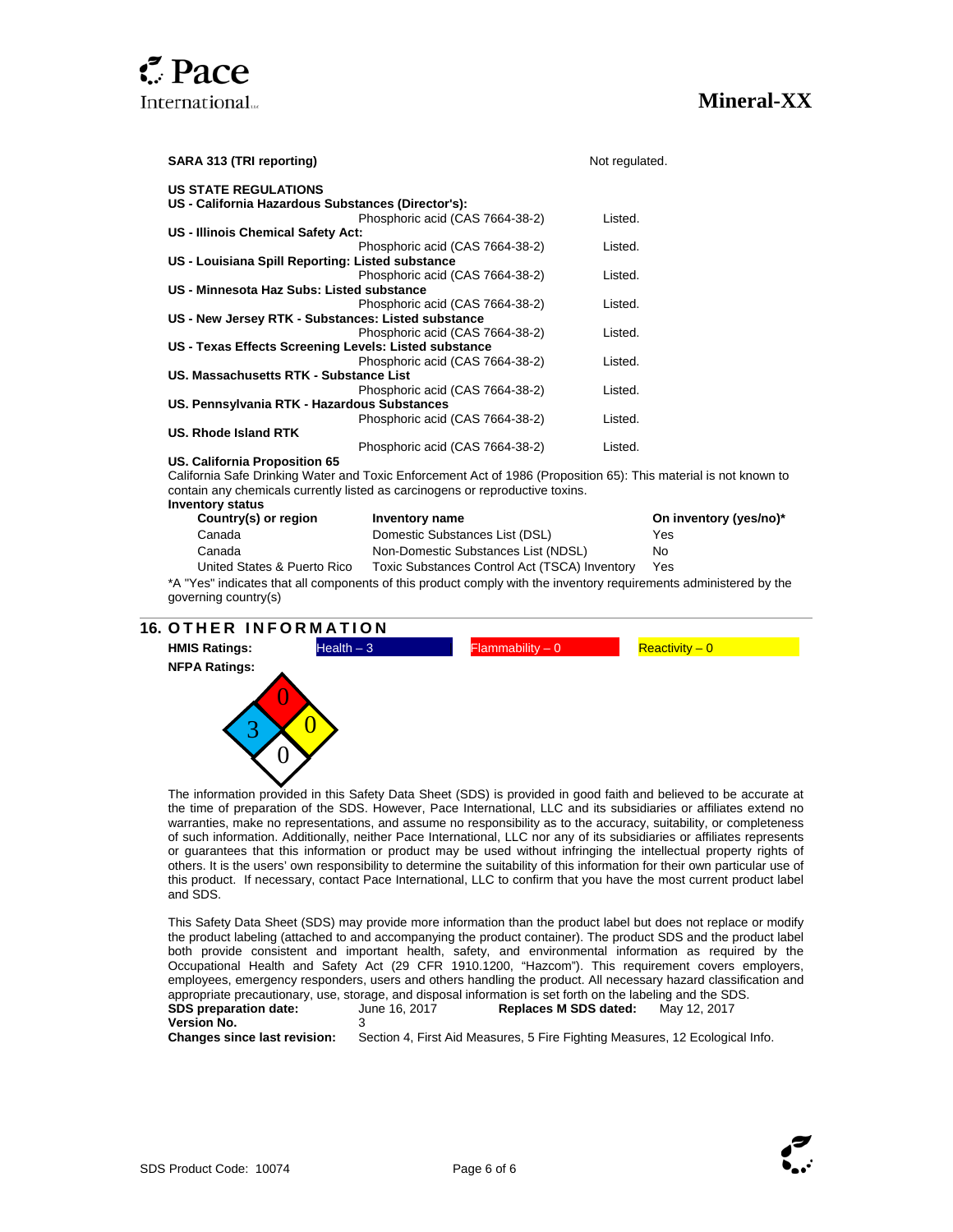**SARA 313 (TRI reporting)** Not regulated.

**US STATE REGULATIONS**

**US - California Hazardous Substances (Director's):**

Phosphoric acid (CAS 7664-38-2) Listed.

**US - Illinois Chemical Safety Act:**

Phosphoric acid (CAS 7664-38-2) Listed.

**US - Louisiana Spill Reporting: Listed substance**

Phosphoric acid (CAS 7664-38-2) Listed.

**US - Minnesota Haz Subs: Listed substance**

Phosphoric acid (CAS 7664-38-2) Listed.

**US - New Jersey RTK - Substances: Listed substance**

Phosphoric acid (CAS 7664-38-2) Listed.

**US - Texas Effects Screening Levels: Listed substance**

Phosphoric acid (CAS 7664-38-2) Listed.

**US. Massachusetts RTK - Substance List**

Phosphoric acid (CAS 7664-38-2) Listed.

**US. Pennsylvania RTK - Hazardous Substances**

Phosphoric acid (CAS 7664-38-2) Listed.

**US. Rhode Island RTK**

Phosphoric acid (CAS 7664-38-2) Listed.

**US. California Proposition 65**

California Safe Drinking Water and Toxic Enforcement Act of 1986 (Proposition 65): This material is not known to contain any chemicals currently listed as carcinogens or reproductive toxins.

**Inventory status**

| Country(s) or region | Inventory name | On inventory (yes/no)* |
|---|---|---|
| Canada | Domestic Substances List (DSL) | Yes |
| Canada | Non-Domestic Substances List (NDSL) | No |
| United States & Puerto Rico | Toxic Substances Control Act (TSCA) Inventory | Yes |

*A "Yes" indicates that all components of this product comply with the inventory requirements administered by the governing country(s)

## 16. OTHER INFORMATION

**HMIS Ratings:** Health – 3 Flammability – 0 Reactivity – 0

**NFPA Ratings:**

0
3
0
0

The information provided in this Safety Data Sheet (SDS) is provided in good faith and believed to be accurate at the time of preparation of the SDS. However, Pace International, LLC and its subsidiaries or affiliates extend no warranties, make no representations, and assume no responsibility as to the accuracy, suitability, or completeness of such information. Additionally, neither Pace International, LLC nor any of its subsidiaries or affiliates represents or guarantees that this information or product may be used without infringing the intellectual property rights of others. It is the users' own responsibility to determine the suitability of this information for their own particular use of this product. If necessary, contact Pace International, LLC to confirm that you have the most current product label and SDS.

This Safety Data Sheet (SDS) may provide more information than the product label but does not replace or modify the product labeling (attached to and accompanying the product container). The product SDS and the product label both provide consistent and important health, safety, and environmental information as required by the Occupational Health and Safety Act (29 CFR 1910.1200, "Hazcom"). This requirement covers employers, employees, emergency responders, users and others handling the product. All necessary hazard classification and appropriate precautionary, use, storage, and disposal information is set forth on the labeling and the SDS.

**SDS preparation date:** June 16, 2017 **Replaces M SDS dated:** May 12, 2017

**Version No.** 3

**Changes since last revision:** Section 4, First Aid Measures, 5 Fire Fighting Measures, 12 Ecological Info.

SDS Product Code: 10074